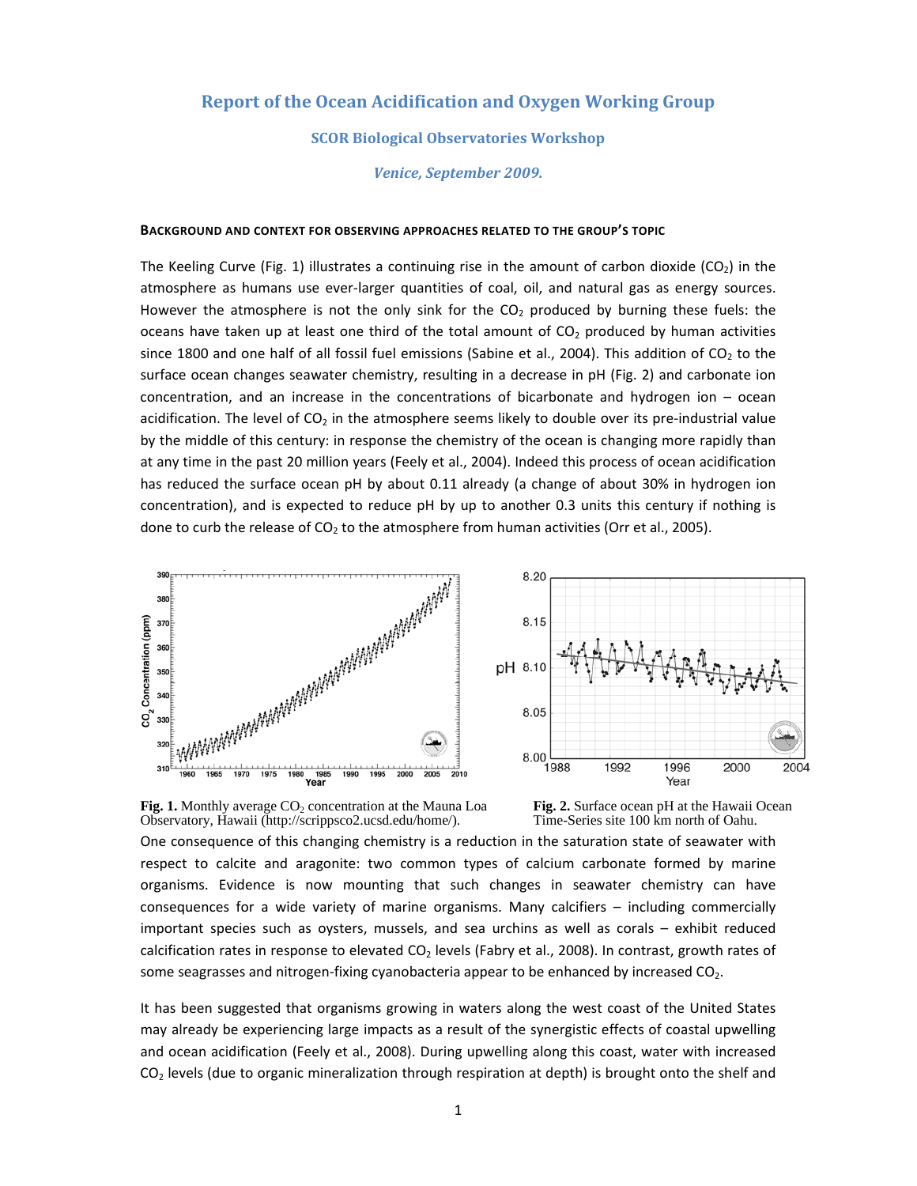# Report of the Ocean Acidification and Oxygen Working Group

## SCOR Biological Observatories Workshop

### *Venice, September 2009.*

**BACKGROUND AND CONTEXT FOR OBSERVING APPROACHES RELATED TO THE GROUP'S TOPIC**

The Keeling Curve (Fig. 1) illustrates a continuing rise in the amount of carbon dioxide ($CO_2$) in the atmosphere as humans use ever-larger quantities of coal, oil, and natural gas as energy sources. However the atmosphere is not the only sink for the $CO_2$ produced by burning these fuels: the oceans have taken up at least one third of the total amount of $CO_2$ produced by human activities since 1800 and one half of all fossil fuel emissions (Sabine et al., 2004). This addition of $CO_2$ to the surface ocean changes seawater chemistry, resulting in a decrease in pH (Fig. 2) and carbonate ion concentration, and an increase in the concentrations of bicarbonate and hydrogen ion – ocean acidification. The level of $CO_2$ in the atmosphere seems likely to double over its pre-industrial value by the middle of this century: in response the chemistry of the ocean is changing more rapidly than at any time in the past 20 million years (Feely et al., 2004). Indeed this process of ocean acidification has reduced the surface ocean pH by about 0.11 already (a change of about 30% in hydrogen ion concentration), and is expected to reduce pH by up to another 0.3 units this century if nothing is done to curb the release of $CO_2$ to the atmosphere from human activities (Orr et al., 2005).

**Fig. 1.** Monthly average $CO_2$ concentration at the Mauna Loa Observatory, Hawaii (http://scrippsco2.ucsd.edu/home/).

**Fig. 2.** Surface ocean pH at the Hawaii Ocean Time-Series site 100 km north of Oahu.

One consequence of this changing chemistry is a reduction in the saturation state of seawater with respect to calcite and aragonite: two common types of calcium carbonate formed by marine organisms. Evidence is now mounting that such changes in seawater chemistry can have consequences for a wide variety of marine organisms. Many calcifiers – including commercially important species such as oysters, mussels, and sea urchins as well as corals – exhibit reduced calcification rates in response to elevated $CO_2$ levels (Fabry et al., 2008). In contrast, growth rates of some seagrasses and nitrogen-fixing cyanobacteria appear to be enhanced by increased $CO_2$.

It has been suggested that organisms growing in waters along the west coast of the United States may already be experiencing large impacts as a result of the synergistic effects of coastal upwelling and ocean acidification (Feely et al., 2008). During upwelling along this coast, water with increased $CO_2$ levels (due to organic mineralization through respiration at depth) is brought onto the shelf and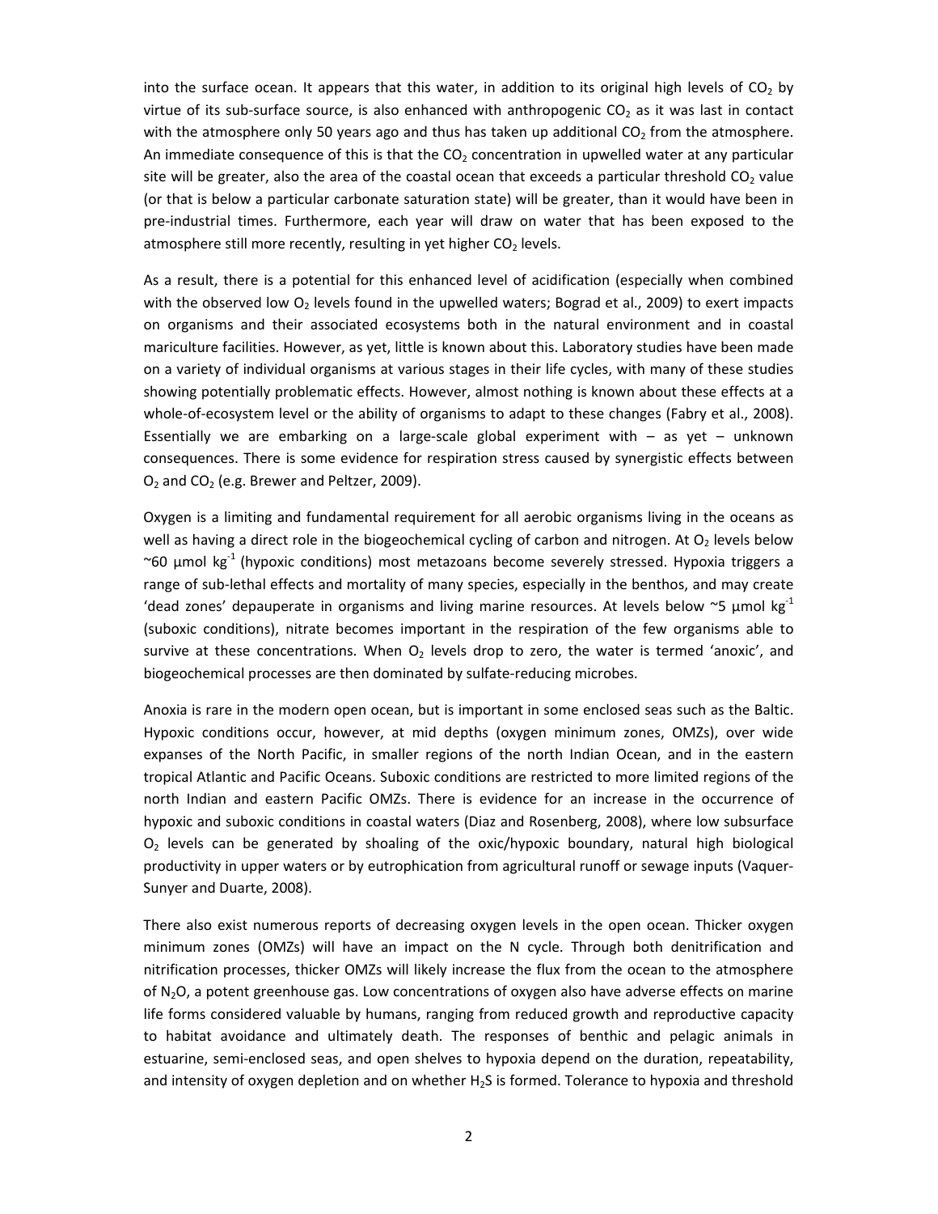into the surface ocean. It appears that this water, in addition to its original high levels of $CO_2$ by virtue of its sub-surface source, is also enhanced with anthropogenic $CO_2$ as it was last in contact with the atmosphere only 50 years ago and thus has taken up additional $CO_2$ from the atmosphere. An immediate consequence of this is that the $CO_2$ concentration in upwelled water at any particular site will be greater, also the area of the coastal ocean that exceeds a particular threshold $CO_2$ value (or that is below a particular carbonate saturation state) will be greater, than it would have been in pre-industrial times. Furthermore, each year will draw on water that has been exposed to the atmosphere still more recently, resulting in yet higher $CO_2$ levels.

As a result, there is a potential for this enhanced level of acidification (especially when combined with the observed low $O_2$ levels found in the upwelled waters; Bograd et al., 2009) to exert impacts on organisms and their associated ecosystems both in the natural environment and in coastal mariculture facilities. However, as yet, little is known about this. Laboratory studies have been made on a variety of individual organisms at various stages in their life cycles, with many of these studies showing potentially problematic effects. However, almost nothing is known about these effects at a whole-of-ecosystem level or the ability of organisms to adapt to these changes (Fabry et al., 2008). Essentially we are embarking on a large-scale global experiment with – as yet – unknown consequences. There is some evidence for respiration stress caused by synergistic effects between $O_2$ and $CO_2$ (e.g. Brewer and Peltzer, 2009).

Oxygen is a limiting and fundamental requirement for all aerobic organisms living in the oceans as well as having a direct role in the biogeochemical cycling of carbon and nitrogen. At $O_2$ levels below ~60 µmol kg$^{-1}$ (hypoxic conditions) most metazoans become severely stressed. Hypoxia triggers a range of sub-lethal effects and mortality of many species, especially in the benthos, and may create 'dead zones' depauperate in organisms and living marine resources. At levels below ~5 µmol kg$^{-1}$ (suboxic conditions), nitrate becomes important in the respiration of the few organisms able to survive at these concentrations. When $O_2$ levels drop to zero, the water is termed 'anoxic', and biogeochemical processes are then dominated by sulfate-reducing microbes.

Anoxia is rare in the modern open ocean, but is important in some enclosed seas such as the Baltic. Hypoxic conditions occur, however, at mid depths (oxygen minimum zones, OMZs), over wide expanses of the North Pacific, in smaller regions of the north Indian Ocean, and in the eastern tropical Atlantic and Pacific Oceans. Suboxic conditions are restricted to more limited regions of the north Indian and eastern Pacific OMZs. There is evidence for an increase in the occurrence of hypoxic and suboxic conditions in coastal waters (Diaz and Rosenberg, 2008), where low subsurface $O_2$ levels can be generated by shoaling of the oxic/hypoxic boundary, natural high biological productivity in upper waters or by eutrophication from agricultural runoff or sewage inputs (Vaquer-Sunyer and Duarte, 2008).

There also exist numerous reports of decreasing oxygen levels in the open ocean. Thicker oxygen minimum zones (OMZs) will have an impact on the N cycle. Through both denitrification and nitrification processes, thicker OMZs will likely increase the flux from the ocean to the atmosphere of $N_2O$, a potent greenhouse gas. Low concentrations of oxygen also have adverse effects on marine life forms considered valuable by humans, ranging from reduced growth and reproductive capacity to habitat avoidance and ultimately death. The responses of benthic and pelagic animals in estuarine, semi-enclosed seas, and open shelves to hypoxia depend on the duration, repeatability, and intensity of oxygen depletion and on whether $H_2S$ is formed. Tolerance to hypoxia and threshold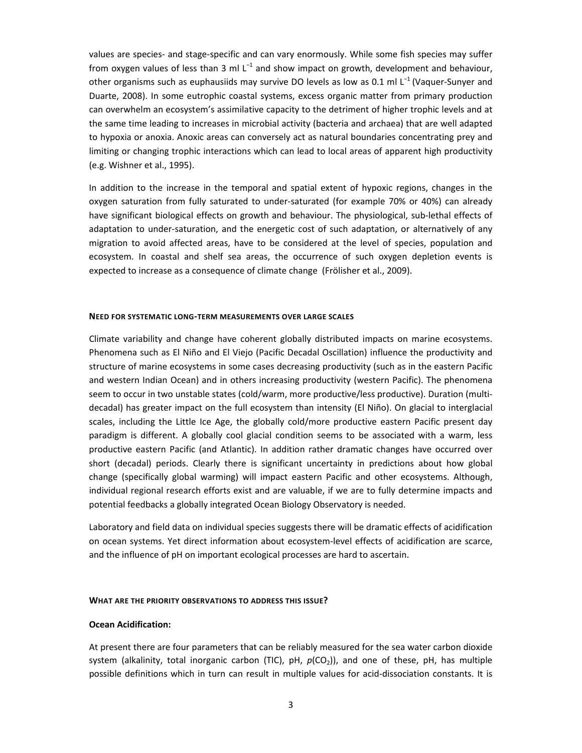values are species- and stage-specific and can vary enormously. While some fish species may suffer from oxygen values of less than 3 ml $L^{-1}$ and show impact on growth, development and behaviour, other organisms such as euphausiids may survive DO levels as low as 0.1 ml $L^{-1}$ (Vaquer-Sunyer and Duarte, 2008). In some eutrophic coastal systems, excess organic matter from primary production can overwhelm an ecosystem's assimilative capacity to the detriment of higher trophic levels and at the same time leading to increases in microbial activity (bacteria and archaea) that are well adapted to hypoxia or anoxia. Anoxic areas can conversely act as natural boundaries concentrating prey and limiting or changing trophic interactions which can lead to local areas of apparent high productivity (e.g. Wishner et al., 1995).

In addition to the increase in the temporal and spatial extent of hypoxic regions, changes in the oxygen saturation from fully saturated to under-saturated (for example 70% or 40%) can already have significant biological effects on growth and behaviour. The physiological, sub-lethal effects of adaptation to under-saturation, and the energetic cost of such adaptation, or alternatively of any migration to avoid affected areas, have to be considered at the level of species, population and ecosystem. In coastal and shelf sea areas, the occurrence of such oxygen depletion events is expected to increase as a consequence of climate change (Frölisher et al., 2009).

#### NEED FOR SYSTEMATIC LONG-TERM MEASUREMENTS OVER LARGE SCALES

Climate variability and change have coherent globally distributed impacts on marine ecosystems. Phenomena such as El Niño and El Viejo (Pacific Decadal Oscillation) influence the productivity and structure of marine ecosystems in some cases decreasing productivity (such as in the eastern Pacific and western Indian Ocean) and in others increasing productivity (western Pacific). The phenomena seem to occur in two unstable states (cold/warm, more productive/less productive). Duration (multi-decadal) has greater impact on the full ecosystem than intensity (El Niño). On glacial to interglacial scales, including the Little Ice Age, the globally cold/more productive eastern Pacific present day paradigm is different. A globally cool glacial condition seems to be associated with a warm, less productive eastern Pacific (and Atlantic). In addition rather dramatic changes have occurred over short (decadal) periods. Clearly there is significant uncertainty in predictions about how global change (specifically global warming) will impact eastern Pacific and other ecosystems. Although, individual regional research efforts exist and are valuable, if we are to fully determine impacts and potential feedbacks a globally integrated Ocean Biology Observatory is needed.

Laboratory and field data on individual species suggests there will be dramatic effects of acidification on ocean systems. Yet direct information about ecosystem-level effects of acidification are scarce, and the influence of pH on important ecological processes are hard to ascertain.

#### WHAT ARE THE PRIORITY OBSERVATIONS TO ADDRESS THIS ISSUE?

**Ocean Acidification:**

At present there are four parameters that can be reliably measured for the sea water carbon dioxide system (alkalinity, total inorganic carbon (TIC), pH, $p(CO_2)$), and one of these, pH, has multiple possible definitions which in turn can result in multiple values for acid-dissociation constants. It is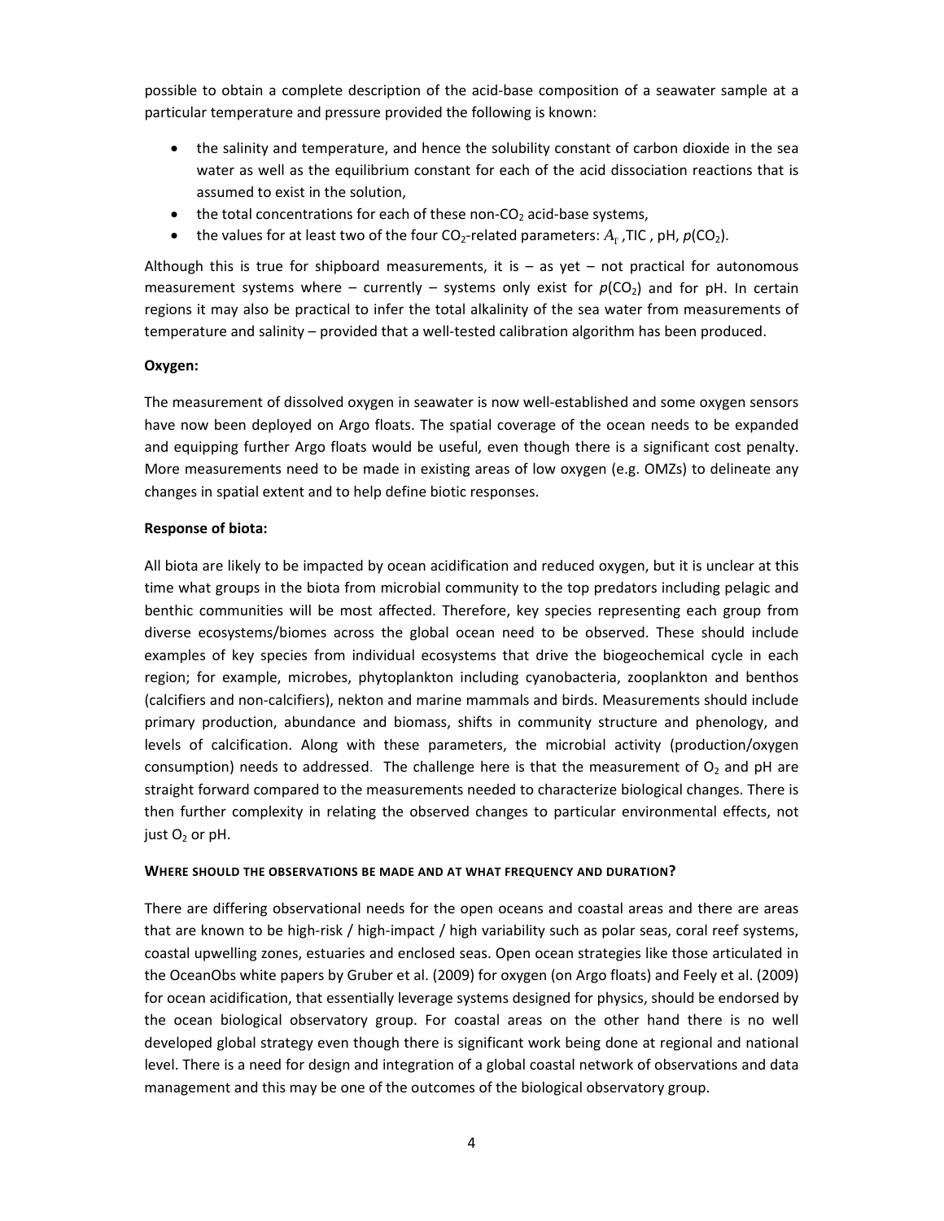possible to obtain a complete description of the acid-base composition of a seawater sample at a particular temperature and pressure provided the following is known:

- the salinity and temperature, and hence the solubility constant of carbon dioxide in the sea water as well as the equilibrium constant for each of the acid dissociation reactions that is assumed to exist in the solution,
- the total concentrations for each of these non-$CO_2$ acid-base systems,
- the values for at least two of the four $CO_2$-related parameters: $A_T$ ,TIC , pH, $p(CO_2)$.

Although this is true for shipboard measurements, it is – as yet – not practical for autonomous measurement systems where – currently – systems only exist for $p(CO_2)$ and for pH. In certain regions it may also be practical to infer the total alkalinity of the sea water from measurements of temperature and salinity – provided that a well-tested calibration algorithm has been produced.

**Oxygen:**

The measurement of dissolved oxygen in seawater is now well-established and some oxygen sensors have now been deployed on Argo floats. The spatial coverage of the ocean needs to be expanded and equipping further Argo floats would be useful, even though there is a significant cost penalty. More measurements need to be made in existing areas of low oxygen (e.g. OMZs) to delineate any changes in spatial extent and to help define biotic responses.

**Response of biota:**

All biota are likely to be impacted by ocean acidification and reduced oxygen, but it is unclear at this time what groups in the biota from microbial community to the top predators including pelagic and benthic communities will be most affected. Therefore, key species representing each group from diverse ecosystems/biomes across the global ocean need to be observed. These should include examples of key species from individual ecosystems that drive the biogeochemical cycle in each region; for example, microbes, phytoplankton including cyanobacteria, zooplankton and benthos (calcifiers and non-calcifiers), nekton and marine mammals and birds. Measurements should include primary production, abundance and biomass, shifts in community structure and phenology, and levels of calcification. Along with these parameters, the microbial activity (production/oxygen consumption) needs to addressed. The challenge here is that the measurement of $O_2$ and pH are straight forward compared to the measurements needed to characterize biological changes. There is then further complexity in relating the observed changes to particular environmental effects, not just $O_2$ or pH.

**WHERE SHOULD THE OBSERVATIONS BE MADE AND AT WHAT FREQUENCY AND DURATION?**

There are differing observational needs for the open oceans and coastal areas and there are areas that are known to be high-risk / high-impact / high variability such as polar seas, coral reef systems, coastal upwelling zones, estuaries and enclosed seas. Open ocean strategies like those articulated in the OceanObs white papers by Gruber et al. (2009) for oxygen (on Argo floats) and Feely et al. (2009) for ocean acidification, that essentially leverage systems designed for physics, should be endorsed by the ocean biological observatory group. For coastal areas on the other hand there is no well developed global strategy even though there is significant work being done at regional and national level. There is a need for design and integration of a global coastal network of observations and data management and this may be one of the outcomes of the biological observatory group.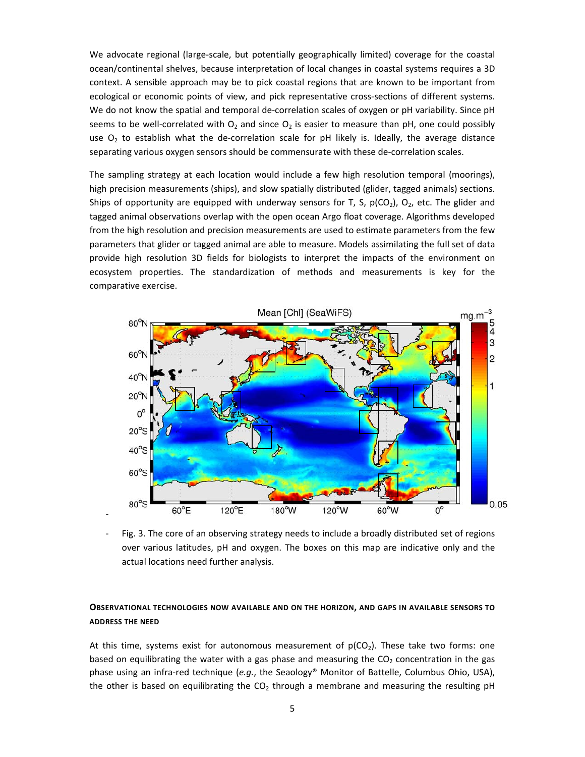We advocate regional (large-scale, but potentially geographically limited) coverage for the coastal ocean/continental shelves, because interpretation of local changes in coastal systems requires a 3D context. A sensible approach may be to pick coastal regions that are known to be important from ecological or economic points of view, and pick representative cross-sections of different systems. We do not know the spatial and temporal de-correlation scales of oxygen or pH variability. Since pH seems to be well-correlated with $O_2$ and since $O_2$ is easier to measure than pH, one could possibly use $O_2$ to establish what the de-correlation scale for pH likely is. Ideally, the average distance separating various oxygen sensors should be commensurate with these de-correlation scales.

The sampling strategy at each location would include a few high resolution temporal (moorings), high precision measurements (ships), and slow spatially distributed (glider, tagged animals) sections. Ships of opportunity are equipped with underway sensors for T, S, $p(CO_2)$, $O_2$, etc. The glider and tagged animal observations overlap with the open ocean Argo float coverage. Algorithms developed from the high resolution and precision measurements are used to estimate parameters from the few parameters that glider or tagged animal are able to measure. Models assimilating the full set of data provide high resolution 3D fields for biologists to interpret the impacts of the environment on ecosystem properties. The standardization of methods and measurements is key for the comparative exercise.

- Fig. 3. The core of an observing strategy needs to include a broadly distributed set of regions over various latitudes, pH and oxygen. The boxes on this map are indicative only and the actual locations need further analysis.

## Observational technologies now available and on the horizon, and gaps in available sensors to address the need

At this time, systems exist for autonomous measurement of $p(CO_2)$. These take two forms: one based on equilibrating the water with a gas phase and measuring the $CO_2$ concentration in the gas phase using an infra-red technique (*e.g.*, the Seaology® Monitor of Battelle, Columbus Ohio, USA), the other is based on equilibrating the $CO_2$ through a membrane and measuring the resulting pH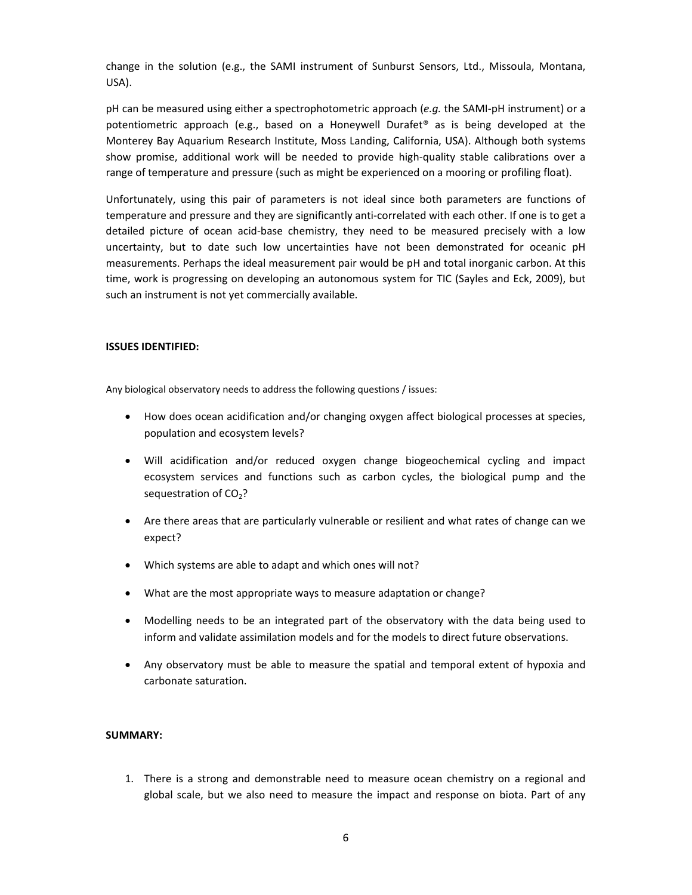change in the solution (e.g., the SAMI instrument of Sunburst Sensors, Ltd., Missoula, Montana, USA).

pH can be measured using either a spectrophotometric approach (*e.g.* the SAMI-pH instrument) or a potentiometric approach (e.g., based on a Honeywell Durafet® as is being developed at the Monterey Bay Aquarium Research Institute, Moss Landing, California, USA). Although both systems show promise, additional work will be needed to provide high-quality stable calibrations over a range of temperature and pressure (such as might be experienced on a mooring or profiling float).

Unfortunately, using this pair of parameters is not ideal since both parameters are functions of temperature and pressure and they are significantly anti-correlated with each other. If one is to get a detailed picture of ocean acid-base chemistry, they need to be measured precisely with a low uncertainty, but to date such low uncertainties have not been demonstrated for oceanic pH measurements. Perhaps the ideal measurement pair would be pH and total inorganic carbon. At this time, work is progressing on developing an autonomous system for TIC (Sayles and Eck, 2009), but such an instrument is not yet commercially available.

**ISSUES IDENTIFIED:**

Any biological observatory needs to address the following questions / issues:

- How does ocean acidification and/or changing oxygen affect biological processes at species, population and ecosystem levels?
- Will acidification and/or reduced oxygen change biogeochemical cycling and impact ecosystem services and functions such as carbon cycles, the biological pump and the sequestration of $CO_2$?
- Are there areas that are particularly vulnerable or resilient and what rates of change can we expect?
- Which systems are able to adapt and which ones will not?
- What are the most appropriate ways to measure adaptation or change?
- Modelling needs to be an integrated part of the observatory with the data being used to inform and validate assimilation models and for the models to direct future observations.
- Any observatory must be able to measure the spatial and temporal extent of hypoxia and carbonate saturation.

**SUMMARY:**

1. There is a strong and demonstrable need to measure ocean chemistry on a regional and global scale, but we also need to measure the impact and response on biota. Part of any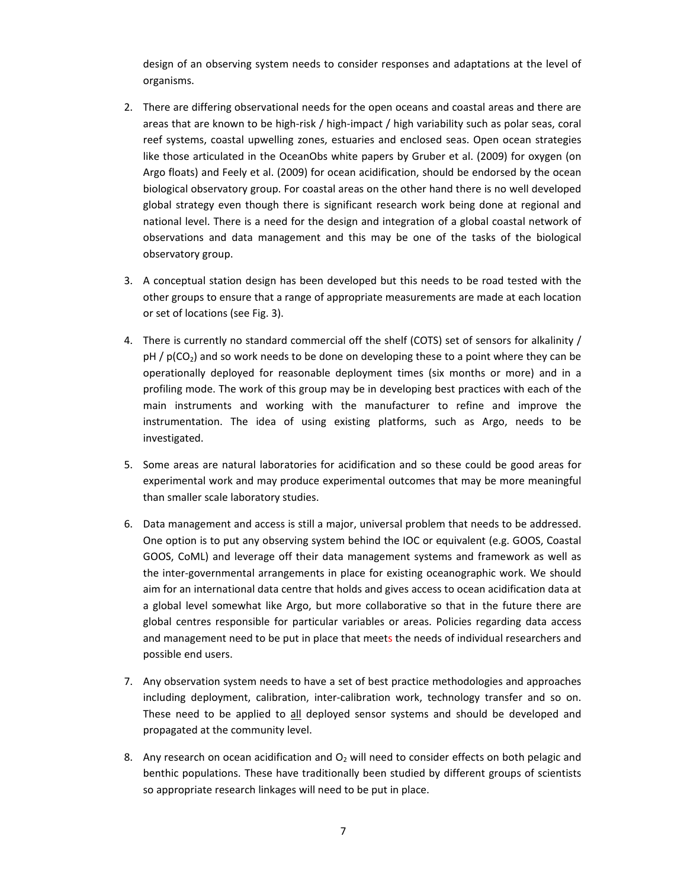design of an observing system needs to consider responses and adaptations at the level of organisms.

2. There are differing observational needs for the open oceans and coastal areas and there are areas that are known to be high-risk / high-impact / high variability such as polar seas, coral reef systems, coastal upwelling zones, estuaries and enclosed seas. Open ocean strategies like those articulated in the OceanObs white papers by Gruber et al. (2009) for oxygen (on Argo floats) and Feely et al. (2009) for ocean acidification, should be endorsed by the ocean biological observatory group. For coastal areas on the other hand there is no well developed global strategy even though there is significant research work being done at regional and national level. There is a need for the design and integration of a global coastal network of observations and data management and this may be one of the tasks of the biological observatory group.

3. A conceptual station design has been developed but this needs to be road tested with the other groups to ensure that a range of appropriate measurements are made at each location or set of locations (see Fig. 3).

4. There is currently no standard commercial off the shelf (COTS) set of sensors for alkalinity / pH / $p(CO_2)$ and so work needs to be done on developing these to a point where they can be operationally deployed for reasonable deployment times (six months or more) and in a profiling mode. The work of this group may be in developing best practices with each of the main instruments and working with the manufacturer to refine and improve the instrumentation. The idea of using existing platforms, such as Argo, needs to be investigated.

5. Some areas are natural laboratories for acidification and so these could be good areas for experimental work and may produce experimental outcomes that may be more meaningful than smaller scale laboratory studies.

6. Data management and access is still a major, universal problem that needs to be addressed. One option is to put any observing system behind the IOC or equivalent (e.g. GOOS, Coastal GOOS, CoML) and leverage off their data management systems and framework as well as the inter-governmental arrangements in place for existing oceanographic work. We should aim for an international data centre that holds and gives access to ocean acidification data at a global level somewhat like Argo, but more collaborative so that in the future there are global centres responsible for particular variables or areas. Policies regarding data access and management need to be put in place that meets the needs of individual researchers and possible end users.

7. Any observation system needs to have a set of best practice methodologies and approaches including deployment, calibration, inter-calibration work, technology transfer and so on. These need to be applied to all deployed sensor systems and should be developed and propagated at the community level.

8. Any research on ocean acidification and $O_2$ will need to consider effects on both pelagic and benthic populations. These have traditionally been studied by different groups of scientists so appropriate research linkages will need to be put in place.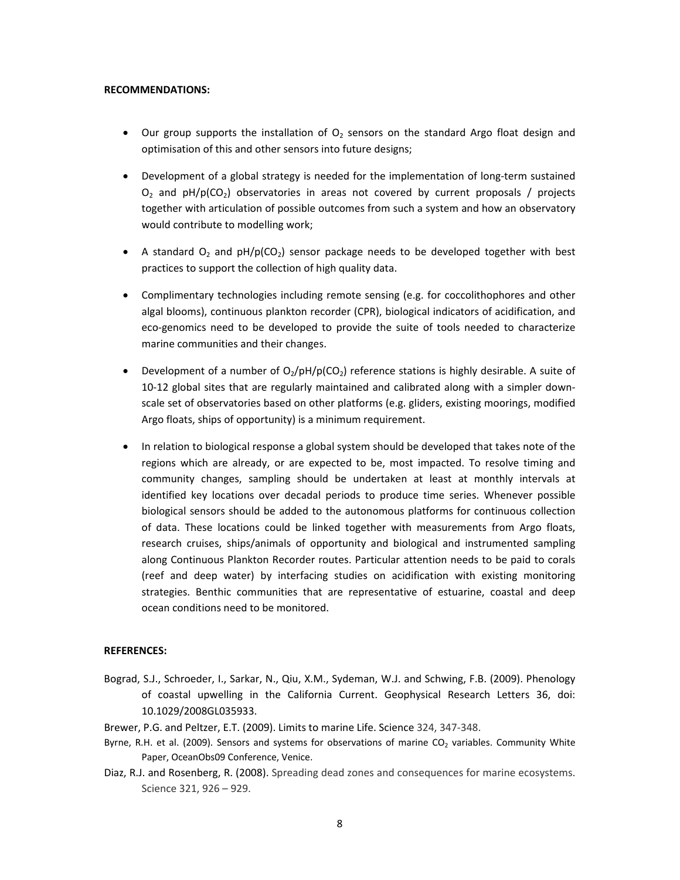**RECOMMENDATIONS:**

- Our group supports the installation of $O_2$ sensors on the standard Argo float design and optimisation of this and other sensors into future designs;
- Development of a global strategy is needed for the implementation of long-term sustained $O_2$ and pH/p($CO_2$) observatories in areas not covered by current proposals / projects together with articulation of possible outcomes from such a system and how an observatory would contribute to modelling work;
- A standard $O_2$ and pH/p($CO_2$) sensor package needs to be developed together with best practices to support the collection of high quality data.
- Complimentary technologies including remote sensing (e.g. for coccolithophores and other algal blooms), continuous plankton recorder (CPR), biological indicators of acidification, and eco-genomics need to be developed to provide the suite of tools needed to characterize marine communities and their changes.
- Development of a number of $O_2$/pH/p($CO_2$) reference stations is highly desirable. A suite of 10-12 global sites that are regularly maintained and calibrated along with a simpler down-scale set of observatories based on other platforms (e.g. gliders, existing moorings, modified Argo floats, ships of opportunity) is a minimum requirement.
- In relation to biological response a global system should be developed that takes note of the regions which are already, or are expected to be, most impacted. To resolve timing and community changes, sampling should be undertaken at least at monthly intervals at identified key locations over decadal periods to produce time series. Whenever possible biological sensors should be added to the autonomous platforms for continuous collection of data. These locations could be linked together with measurements from Argo floats, research cruises, ships/animals of opportunity and biological and instrumented sampling along Continuous Plankton Recorder routes. Particular attention needs to be paid to corals (reef and deep water) by interfacing studies on acidification with existing monitoring strategies. Benthic communities that are representative of estuarine, coastal and deep ocean conditions need to be monitored.

**REFERENCES:**

Bograd, S.J., Schroeder, I., Sarkar, N., Qiu, X.M., Sydeman, W.J. and Schwing, F.B. (2009). Phenology of coastal upwelling in the California Current. Geophysical Research Letters 36, doi: 10.1029/2008GL035933.

Brewer, P.G. and Peltzer, E.T. (2009). Limits to marine Life. Science 324, 347-348.

Byrne, R.H. et al. (2009). Sensors and systems for observations of marine $CO_2$ variables. Community White Paper, OceanObs09 Conference, Venice.

Diaz, R.J. and Rosenberg, R. (2008). Spreading dead zones and consequences for marine ecosystems. Science 321, 926 – 929.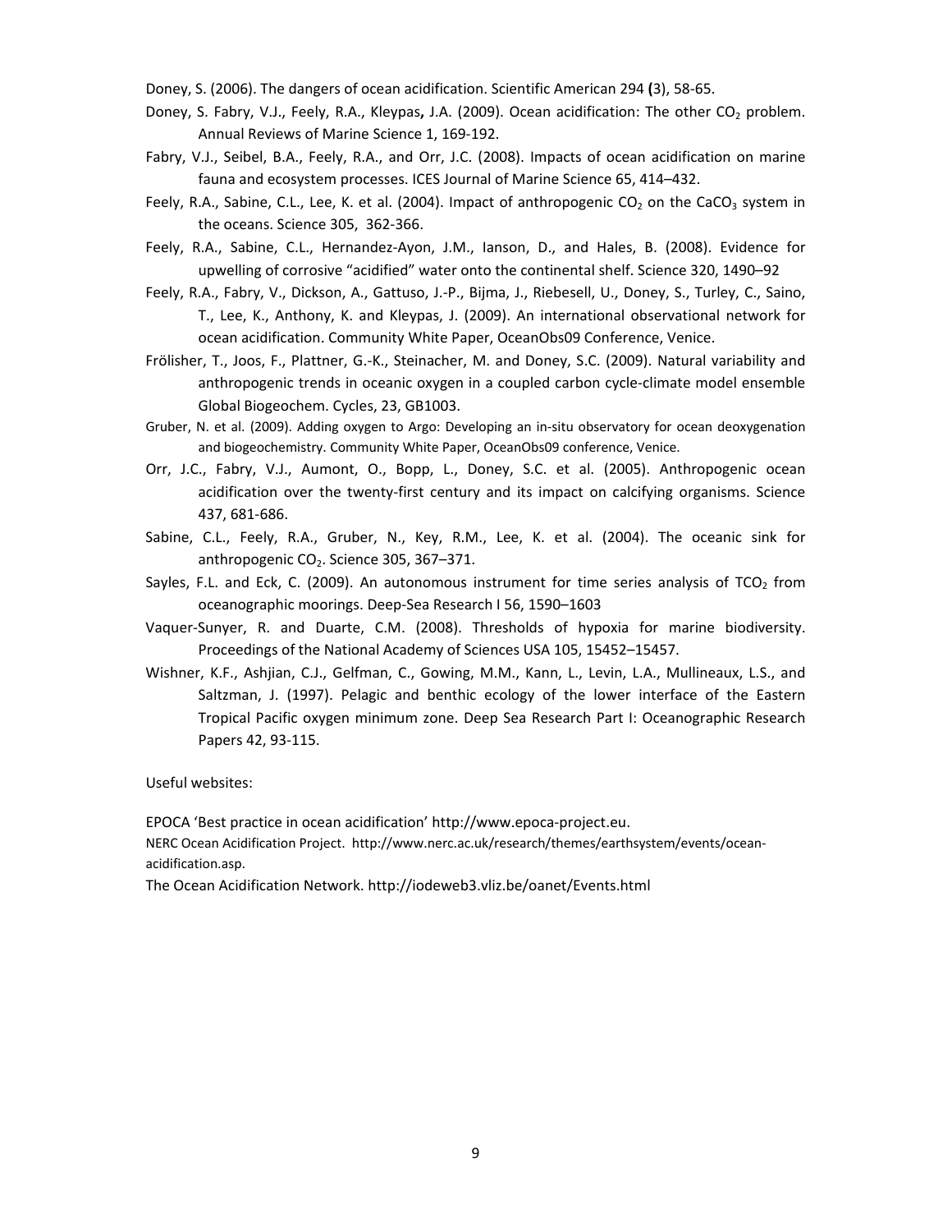Doney, S. (2006). The dangers of ocean acidification. Scientific American 294 **(**3), 58-65.

Doney, S. Fabry, V.J., Feely, R.A., Kleypas**,** J.A. (2009). Ocean acidification: The other $CO_2$ problem. Annual Reviews of Marine Science 1, 169-192.

Fabry, V.J., Seibel, B.A., Feely, R.A., and Orr, J.C. (2008). Impacts of ocean acidification on marine fauna and ecosystem processes. ICES Journal of Marine Science 65, 414–432.

Feely, R.A., Sabine, C.L., Lee, K. et al. (2004). Impact of anthropogenic $CO_2$ on the $CaCO_3$ system in the oceans. Science 305, 362-366.

Feely, R.A., Sabine, C.L., Hernandez-Ayon, J.M., Ianson, D., and Hales, B. (2008). Evidence for upwelling of corrosive "acidified" water onto the continental shelf. Science 320, 1490–92

Feely, R.A., Fabry, V., Dickson, A., Gattuso, J.-P., Bijma, J., Riebesell, U., Doney, S., Turley, C., Saino, T., Lee, K., Anthony, K. and Kleypas, J. (2009). An international observational network for ocean acidification. Community White Paper, OceanObs09 Conference, Venice.

Frölisher, T., Joos, F., Plattner, G.-K., Steinacher, M. and Doney, S.C. (2009). Natural variability and anthropogenic trends in oceanic oxygen in a coupled carbon cycle-climate model ensemble Global Biogeochem. Cycles, 23, GB1003.

Gruber, N. et al. (2009). Adding oxygen to Argo: Developing an in-situ observatory for ocean deoxygenation and biogeochemistry. Community White Paper, OceanObs09 conference, Venice.

Orr, J.C., Fabry, V.J., Aumont, O., Bopp, L., Doney, S.C. et al. (2005). Anthropogenic ocean acidification over the twenty-first century and its impact on calcifying organisms. Science 437, 681-686.

Sabine, C.L., Feely, R.A., Gruber, N., Key, R.M., Lee, K. et al. (2004). The oceanic sink for anthropogenic $CO_2$. Science 305, 367–371.

Sayles, F.L. and Eck, C. (2009). An autonomous instrument for time series analysis of $TCO_2$ from oceanographic moorings. Deep-Sea Research I 56, 1590–1603

Vaquer-Sunyer, R. and Duarte, C.M. (2008). Thresholds of hypoxia for marine biodiversity. Proceedings of the National Academy of Sciences USA 105, 15452–15457.

Wishner, K.F., Ashjian, C.J., Gelfman, C., Gowing, M.M., Kann, L., Levin, L.A., Mullineaux, L.S., and Saltzman, J. (1997). Pelagic and benthic ecology of the lower interface of the Eastern Tropical Pacific oxygen minimum zone. Deep Sea Research Part I: Oceanographic Research Papers 42, 93-115.

Useful websites:

EPOCA 'Best practice in ocean acidification' http://www.epoca-project.eu.

NERC Ocean Acidification Project. http://www.nerc.ac.uk/research/themes/earthsystem/events/ocean-acidification.asp.

The Ocean Acidification Network. http://iodeweb3.vliz.be/oanet/Events.html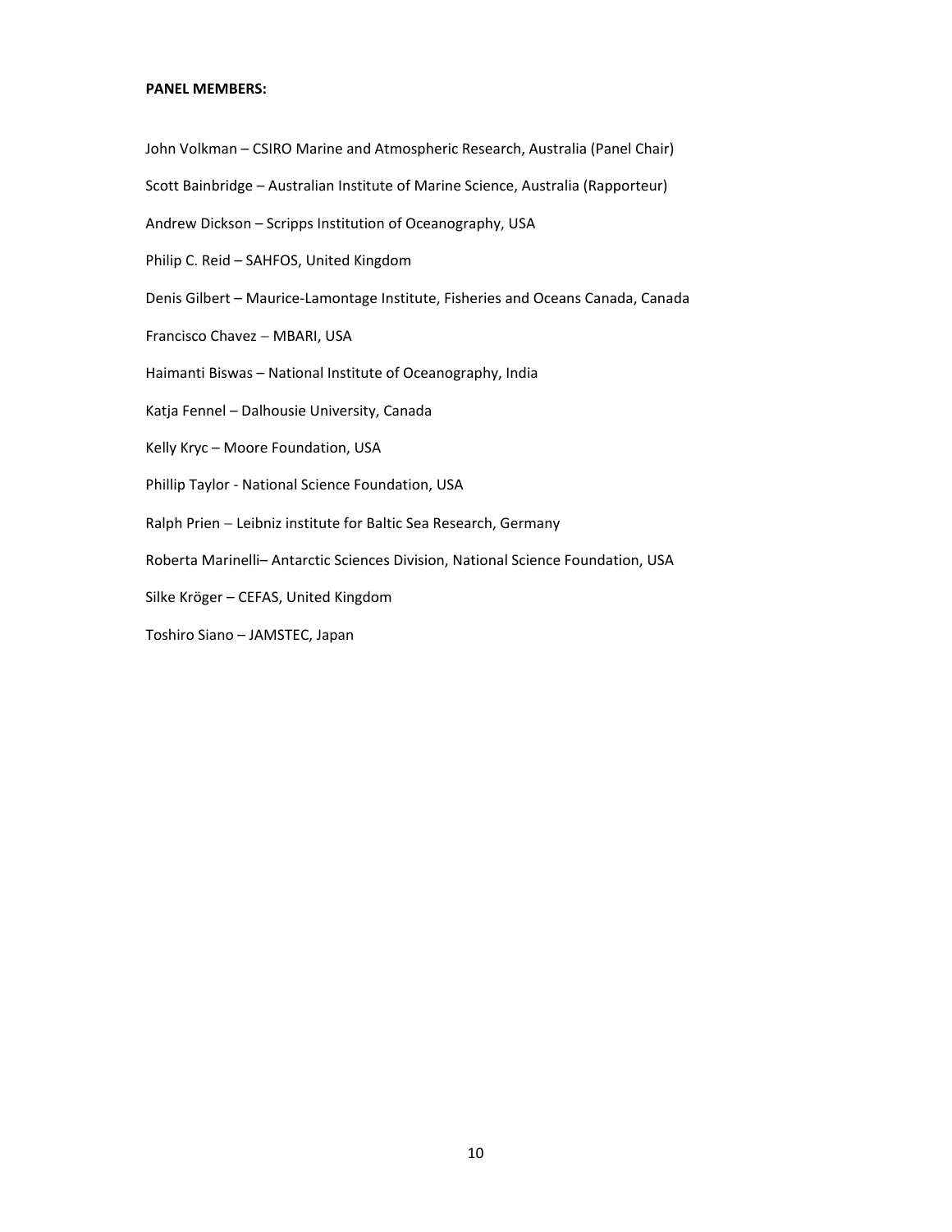**PANEL MEMBERS:**

John Volkman – CSIRO Marine and Atmospheric Research, Australia (Panel Chair)

Scott Bainbridge – Australian Institute of Marine Science, Australia (Rapporteur)

Andrew Dickson – Scripps Institution of Oceanography, USA

Philip C. Reid – SAHFOS, United Kingdom

Denis Gilbert – Maurice-Lamontage Institute, Fisheries and Oceans Canada, Canada

Francisco Chavez – MBARI, USA

Haimanti Biswas – National Institute of Oceanography, India

Katja Fennel – Dalhousie University, Canada

Kelly Kryc – Moore Foundation, USA

Phillip Taylor - National Science Foundation, USA

Ralph Prien – Leibniz institute for Baltic Sea Research, Germany

Roberta Marinelli– Antarctic Sciences Division, National Science Foundation, USA

Silke Kröger – CEFAS, United Kingdom

Toshiro Siano – JAMSTEC, Japan